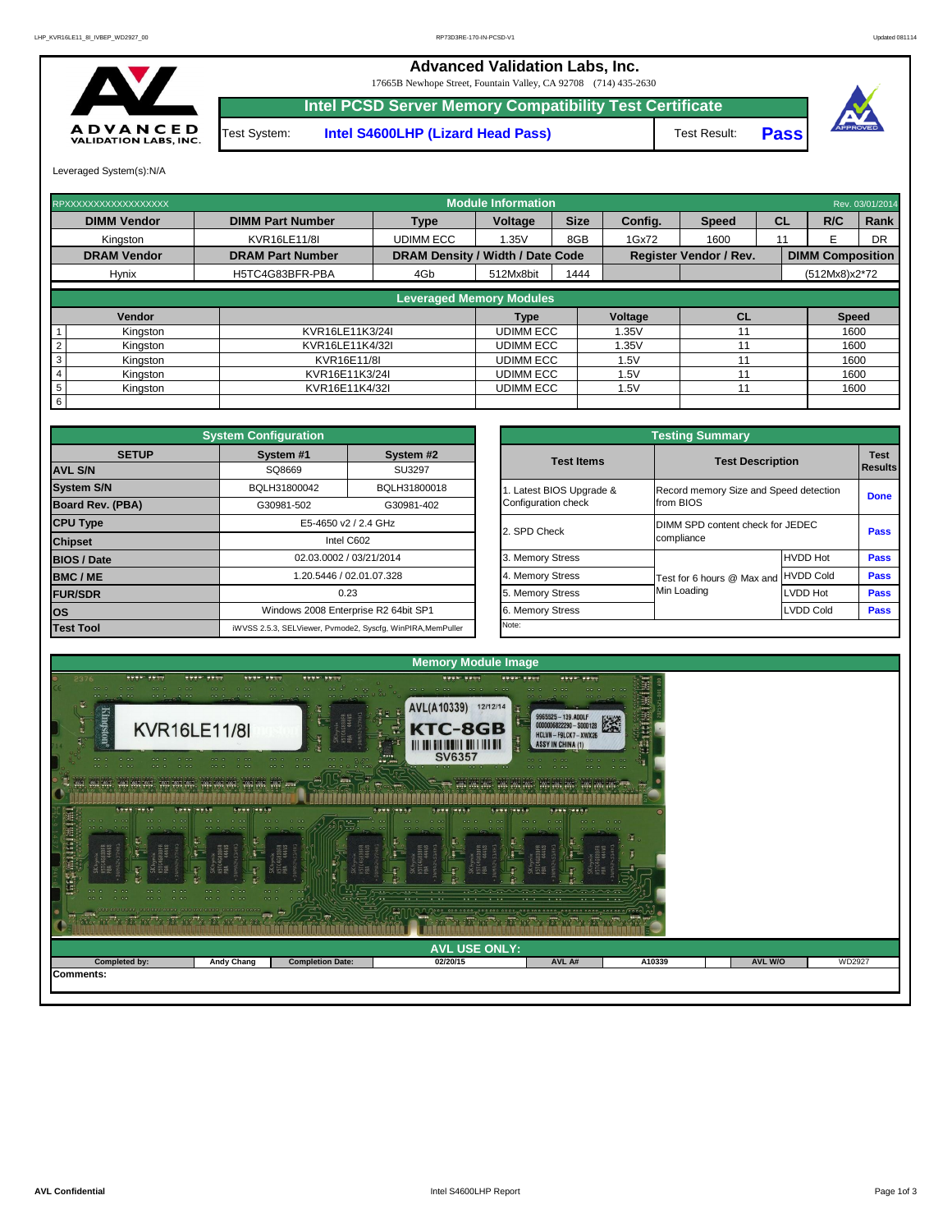# Advanced Validation Labs, Inc.

17665B Newhope Street, Fountain Valley, CA 92708 (714) 435-2630

## Intel PCSD Server Memory Compatibility Test Certificate

| Test System: | Intel S4600LHP (Lizard Head Pass) | Test Result: | Pass |
|---|---|---|---|

Leveraged System(s):N/A

| RPXXXXXXXXXXXXXXXXX | | Module Information | | | | | | | Rev. 03/01/2014 |
|---|---|---|---|---|---|---|---|---|---|
| **DIMM Vendor** | **DIMM Part Number** | **Type** | **Voltage** | **Size** | **Config.** | **Speed** | **CL** | **R/C** | **Rank** |
| Kingston | KVR16LE11/8I | UDIMM ECC | 1.35V | 8GB | 1Gx72 | 1600 | 11 | E | DR |
| **DRAM Vendor** | **DRAM Part Number** | **DRAM Density / Width / Date Code** | | | **Register Vendor / Rev.** | | | **DIMM Composition** | |
| Hynix | H5TC4G83BFR-PBA | 4Gb | 512Mx8bit | 1444 | | | | (512Mx8)x2*72 | |

**Leveraged Memory Modules**

| | Vendor | | Type | Voltage | CL | Speed |
|---|---|---|---|---|---|---|
| 1 | Kingston | KVR16LE11K3/24I | UDIMM ECC | 1.35V | 11 | 1600 |
| 2 | Kingston | KVR16LE11K4/32I | UDIMM ECC | 1.35V | 11 | 1600 |
| 3 | Kingston | KVR16E11/8I | UDIMM ECC | 1.5V | 11 | 1600 |
| 4 | Kingston | KVR16E11K3/24I | UDIMM ECC | 1.5V | 11 | 1600 |
| 5 | Kingston | KVR16E11K4/32I | UDIMM ECC | 1.5V | 11 | 1600 |
| 6 | | | | | | |

**System Configuration**

| SETUP | System #1 | System #2 |
|---|---|---|
| AVL S/N | SQ8669 | SU3297 |
| System S/N | BQLH31800042 | BQLH31800018 |
| Board Rev. (PBA) | G30981-502 | G30981-402 |
| CPU Type | E5-4650 v2 / 2.4 GHz | |
| Chipset | Intel C602 | |
| BIOS / Date | 02.03.0002 / 03/21/2014 | |
| BMC / ME | 1.20.5446 / 02.01.07.328 | |
| FUR/SDR | 0.23 | |
| OS | Windows 2008 Enterprise R2 64bit SP1 | |
| Test Tool | iWVSS 2.5.3, SELViewer, Pvmode2, Syscfg, WinPIRA,MemPuller | |

**Testing Summary**

| Test Items | Test Description | | Test Results |
|---|---|---|---|
| 1. Latest BIOS Upgrade & Configuration check | Record memory Size and Speed detection from BIOS | | Done |
| 2. SPD Check | DIMM SPD content check for JEDEC compliance | | Pass |
| 3. Memory Stress | Test for 6 hours @ Max and Min Loading | HVDD Hot | Pass |
| 4. Memory Stress | | HVDD Cold | Pass |
| 5. Memory Stress | | LVDD Hot | Pass |
| 6. Memory Stress | | LVDD Cold | Pass |
| Note: | | | |

**Memory Module Image**

**AVL USE ONLY:**

| Completed by: | Andy Chang | Completion Date: | 02/20/15 | AVL A# | A10339 | AVL W/O | WD2927 |
|---|---|---|---|---|---|---|---|

Comments: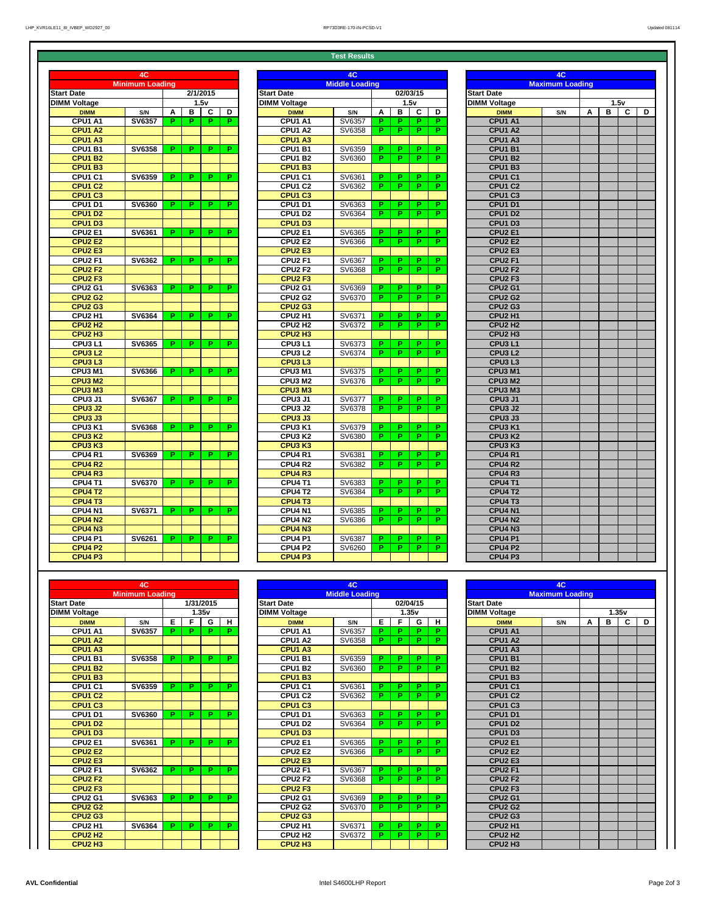## Test Results

| 4C | | | | | |
|---|---|---|---|---|---|
| **Minimum Loading** | | | | | |
| **Start Date** | | 2/1/2015 | | | |
| **DIMM Voltage** | | 1.5v | | | |
| **DIMM** | **S/N** | **A** | **B** | **C** | **D** |
| CPU1 A1 | SV6357 | P | P | P | P |
| CPU1 A2 | | | | | |
| CPU1 A3 | | | | | |
| CPU1 B1 | SV6358 | P | P | P | P |
| CPU1 B2 | | | | | |
| CPU1 B3 | | | | | |
| CPU1 C1 | SV6359 | P | P | P | P |
| CPU1 C2 | | | | | |
| CPU1 C3 | | | | | |
| CPU1 D1 | SV6360 | P | P | P | P |
| CPU1 D2 | | | | | |
| CPU1 D3 | | | | | |
| CPU2 E1 | SV6361 | P | P | P | P |
| CPU2 E2 | | | | | |
| CPU2 E3 | | | | | |
| CPU2 F1 | SV6362 | P | P | P | P |
| CPU2 F2 | | | | | |
| CPU2 F3 | | | | | |
| CPU2 G1 | SV6363 | P | P | P | P |
| CPU2 G2 | | | | | |
| CPU2 G3 | | | | | |
| CPU2 H1 | SV6364 | P | P | P | P |
| CPU2 H2 | | | | | |
| CPU2 H3 | | | | | |
| CPU3 L1 | SV6365 | P | P | P | P |
| CPU3 L2 | | | | | |
| CPU3 L3 | | | | | |
| CPU3 M1 | SV6366 | P | P | P | P |
| CPU3 M2 | | | | | |
| CPU3 M3 | | | | | |
| CPU3 J1 | SV6367 | P | P | P | P |
| CPU3 J2 | | | | | |
| CPU3 J3 | | | | | |
| CPU3 K1 | SV6368 | P | P | P | P |
| CPU3 K2 | | | | | |
| CPU3 K3 | | | | | |
| CPU4 R1 | SV6369 | P | P | P | P |
| CPU4 R2 | | | | | |
| CPU4 R3 | | | | | |
| CPU4 T1 | SV6370 | P | P | P | P |
| CPU4 T2 | | | | | |
| CPU4 T3 | | | | | |
| CPU4 N1 | SV6371 | P | P | P | P |
| CPU4 N2 | | | | | |
| CPU4 N3 | | | | | |
| CPU4 P1 | SV6261 | P | P | P | P |
| CPU4 P2 | | | | | |
| CPU4 P3 | | | | | |

| 4C | | | | | |
|---|---|---|---|---|---|
| **Middle Loading** | | | | | |
| **Start Date** | | 02/03/15 | | | |
| **DIMM Voltage** | | 1.5v | | | |
| **DIMM** | **S/N** | **A** | **B** | **C** | **D** |
| CPU1 A1 | SV6357 | P | P | P | P |
| CPU1 A2 | SV6358 | P | P | P | P |
| CPU1 A3 | | | | | |
| CPU1 B1 | SV6359 | P | P | P | P |
| CPU1 B2 | SV6360 | P | P | P | P |
| CPU1 B3 | | | | | |
| CPU1 C1 | SV6361 | P | P | P | P |
| CPU1 C2 | SV6362 | P | P | P | P |
| CPU1 C3 | | | | | |
| CPU1 D1 | SV6363 | P | P | P | P |
| CPU1 D2 | SV6364 | P | P | P | P |
| CPU1 D3 | | | | | |
| CPU2 E1 | SV6365 | P | P | P | P |
| CPU2 E2 | SV6366 | P | P | P | P |
| CPU2 E3 | | | | | |
| CPU2 F1 | SV6367 | P | P | P | P |
| CPU2 F2 | SV6368 | P | P | P | P |
| CPU2 F3 | | | | | |
| CPU2 G1 | SV6369 | P | P | P | P |
| CPU2 G2 | SV6370 | P | P | P | P |
| CPU2 G3 | | | | | |
| CPU2 H1 | SV6371 | P | P | P | P |
| CPU2 H2 | SV6372 | P | P | P | P |
| CPU2 H3 | | | | | |
| CPU3 L1 | SV6373 | P | P | P | P |
| CPU3 L2 | SV6374 | P | P | P | P |
| CPU3 L3 | | | | | |
| CPU3 M1 | SV6375 | P | P | P | P |
| CPU3 M2 | SV6376 | P | P | P | P |
| CPU3 M3 | | | | | |
| CPU3 J1 | SV6377 | P | P | P | P |
| CPU3 J2 | SV6378 | P | P | P | P |
| CPU3 J3 | | | | | |
| CPU3 K1 | SV6379 | P | P | P | P |
| CPU3 K2 | SV6380 | P | P | P | P |
| CPU3 K3 | | | | | |
| CPU4 R1 | SV6381 | P | P | P | P |
| CPU4 R2 | SV6382 | P | P | P | P |
| CPU4 R3 | | | | | |
| CPU4 T1 | SV6383 | P | P | P | P |
| CPU4 T2 | SV6384 | P | P | P | P |
| CPU4 T3 | | | | | |
| CPU4 N1 | SV6385 | P | P | P | P |
| CPU4 N2 | SV6386 | P | P | P | P |
| CPU4 N3 | | | | | |
| CPU4 P1 | SV6387 | P | P | P | P |
| CPU4 P2 | SV6260 | P | P | P | P |
| CPU4 P3 | | | | | |

| 4C | | | | | |
|---|---|---|---|---|---|
| **Maximum Loading** | | | | | |
| **Start Date** | | | | | |
| **DIMM Voltage** | | 1.5v | | | |
| **DIMM** | **S/N** | **A** | **B** | **C** | **D** |
| CPU1 A1 | | | | | |
| CPU1 A2 | | | | | |
| CPU1 A3 | | | | | |
| CPU1 B1 | | | | | |
| CPU1 B2 | | | | | |
| CPU1 B3 | | | | | |
| CPU1 C1 | | | | | |
| CPU1 C2 | | | | | |
| CPU1 C3 | | | | | |
| CPU1 D1 | | | | | |
| CPU1 D2 | | | | | |
| CPU1 D3 | | | | | |
| CPU2 E1 | | | | | |
| CPU2 E2 | | | | | |
| CPU2 E3 | | | | | |
| CPU2 F1 | | | | | |
| CPU2 F2 | | | | | |
| CPU2 F3 | | | | | |
| CPU2 G1 | | | | | |
| CPU2 G2 | | | | | |
| CPU2 G3 | | | | | |
| CPU2 H1 | | | | | |
| CPU2 H2 | | | | | |
| CPU2 H3 | | | | | |
| CPU3 L1 | | | | | |
| CPU3 L2 | | | | | |
| CPU3 L3 | | | | | |
| CPU3 M1 | | | | | |
| CPU3 M2 | | | | | |
| CPU3 M3 | | | | | |
| CPU3 J1 | | | | | |
| CPU3 J2 | | | | | |
| CPU3 J3 | | | | | |
| CPU3 K1 | | | | | |
| CPU3 K2 | | | | | |
| CPU3 K3 | | | | | |
| CPU4 R1 | | | | | |
| CPU4 R2 | | | | | |
| CPU4 R3 | | | | | |
| CPU4 T1 | | | | | |
| CPU4 T2 | | | | | |
| CPU4 T3 | | | | | |
| CPU4 N1 | | | | | |
| CPU4 N2 | | | | | |
| CPU4 N3 | | | | | |
| CPU4 P1 | | | | | |
| CPU4 P2 | | | | | |
| CPU4 P3 | | | | | |

| 4C | | | | | |
|---|---|---|---|---|---|
| **Minimum Loading** | | | | | |
| **Start Date** | | 1/31/2015 | | | |
| **DIMM Voltage** | | 1.35v | | | |
| **DIMM** | **S/N** | **E** | **F** | **G** | **H** |
| CPU1 A1 | SV6357 | P | P | P | P |
| CPU1 A2 | | | | | |
| CPU1 A3 | | | | | |
| CPU1 B1 | SV6358 | P | P | P | P |
| CPU1 B2 | | | | | |
| CPU1 B3 | | | | | |
| CPU1 C1 | SV6359 | P | P | P | P |
| CPU1 C2 | | | | | |
| CPU1 C3 | | | | | |
| CPU1 D1 | SV6360 | P | P | P | P |
| CPU1 D2 | | | | | |
| CPU1 D3 | | | | | |
| CPU2 E1 | SV6361 | P | P | P | P |
| CPU2 E2 | | | | | |
| CPU2 E3 | | | | | |
| CPU2 F1 | SV6362 | P | P | P | P |
| CPU2 F2 | | | | | |
| CPU2 F3 | | | | | |
| CPU2 G1 | SV6363 | P | P | P | P |
| CPU2 G2 | | | | | |
| CPU2 G3 | | | | | |
| CPU2 H1 | SV6364 | P | P | P | P |
| CPU2 H2 | | | | | |
| CPU2 H3 | | | | | |

| 4C | | | | | |
|---|---|---|---|---|---|
| **Middle Loading** | | | | | |
| **Start Date** | | 02/04/15 | | | |
| **DIMM Voltage** | | 1.35v | | | |
| **DIMM** | **S/N** | **E** | **F** | **G** | **H** |
| CPU1 A1 | SV6357 | P | P | P | P |
| CPU1 A2 | SV6358 | P | P | P | P |
| CPU1 A3 | | | | | |
| CPU1 B1 | SV6359 | P | P | P | P |
| CPU1 B2 | SV6360 | P | P | P | P |
| CPU1 B3 | | | | | |
| CPU1 C1 | SV6361 | P | P | P | P |
| CPU1 C2 | SV6362 | P | P | P | P |
| CPU1 C3 | | | | | |
| CPU1 D1 | SV6363 | P | P | P | P |
| CPU1 D2 | SV6364 | P | P | P | P |
| CPU1 D3 | | | | | |
| CPU2 E1 | SV6365 | P | P | P | P |
| CPU2 E2 | SV6366 | P | P | P | P |
| CPU2 E3 | | | | | |
| CPU2 F1 | SV6367 | P | P | P | P |
| CPU2 F2 | SV6368 | P | P | P | P |
| CPU2 F3 | | | | | |
| CPU2 G1 | SV6369 | P | P | P | P |
| CPU2 G2 | SV6370 | P | P | P | P |
| CPU2 G3 | | | | | |
| CPU2 H1 | SV6371 | P | P | P | P |
| CPU2 H2 | SV6372 | P | P | P | P |
| CPU2 H3 | | | | | |

| 4C | | | | | |
|---|---|---|---|---|---|
| **Maximum Loading** | | | | | |
| **Start Date** | | | | | |
| **DIMM Voltage** | | 1.35v | | | |
| **DIMM** | **S/N** | **A** | **B** | **C** | **D** |
| CPU1 A1 | | | | | |
| CPU1 A2 | | | | | |
| CPU1 A3 | | | | | |
| CPU1 B1 | | | | | |
| CPU1 B2 | | | | | |
| CPU1 B3 | | | | | |
| CPU1 C1 | | | | | |
| CPU1 C2 | | | | | |
| CPU1 C3 | | | | | |
| CPU1 D1 | | | | | |
| CPU1 D2 | | | | | |
| CPU1 D3 | | | | | |
| CPU2 E1 | | | | | |
| CPU2 E2 | | | | | |
| CPU2 E3 | | | | | |
| CPU2 F1 | | | | | |
| CPU2 F2 | | | | | |
| CPU2 F3 | | | | | |
| CPU2 G1 | | | | | |
| CPU2 G2 | | | | | |
| CPU2 G3 | | | | | |
| CPU2 H1 | | | | | |
| CPU2 H2 | | | | | |
| CPU2 H3 | | | | | |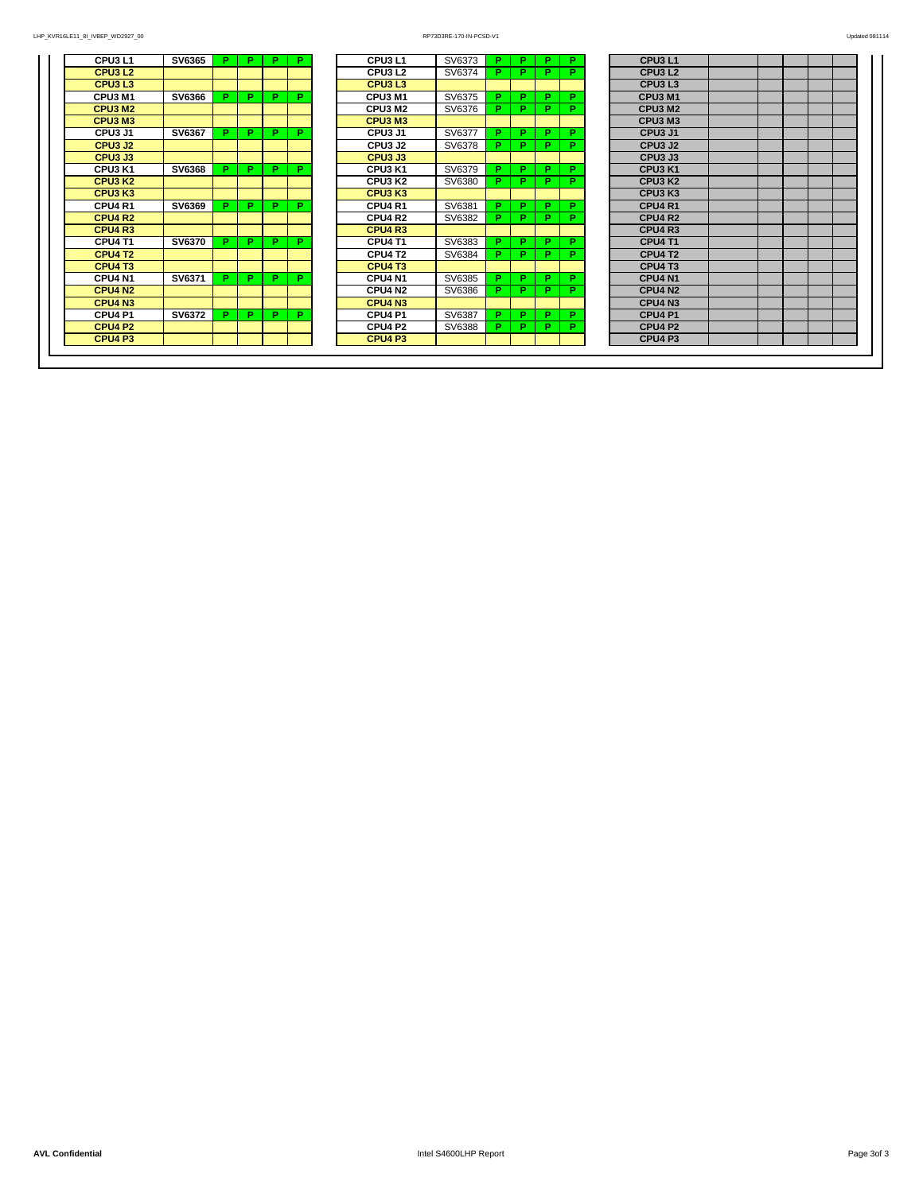| | | | | | |
|---|---|---|---|---|---|
| CPU3 L1 | SV6365 | P | P | P | P |
| CPU3 L2 | | | | | |
| CPU3 L3 | | | | | |
| CPU3 M1 | SV6366 | P | P | P | P |
| CPU3 M2 | | | | | |
| CPU3 M3 | | | | | |
| CPU3 J1 | SV6367 | P | P | P | P |
| CPU3 J2 | | | | | |
| CPU3 J3 | | | | | |
| CPU3 K1 | SV6368 | P | P | P | P |
| CPU3 K2 | | | | | |
| CPU3 K3 | | | | | |
| CPU4 R1 | SV6369 | P | P | P | P |
| CPU4 R2 | | | | | |
| CPU4 R3 | | | | | |
| CPU4 T1 | SV6370 | P | P | P | P |
| CPU4 T2 | | | | | |
| CPU4 T3 | | | | | |
| CPU4 N1 | SV6371 | P | P | P | P |
| CPU4 N2 | | | | | |
| CPU4 N3 | | | | | |
| CPU4 P1 | SV6372 | P | P | P | P |
| CPU4 P2 | | | | | |
| CPU4 P3 | | | | | |

| | | | | | |
|---|---|---|---|---|---|
| CPU3 L1 | SV6373 | P | P | P | P |
| CPU3 L2 | SV6374 | P | P | P | P |
| CPU3 L3 | | | | | |
| CPU3 M1 | SV6375 | P | P | P | P |
| CPU3 M2 | SV6376 | P | P | P | P |
| CPU3 M3 | | | | | |
| CPU3 J1 | SV6377 | P | P | P | P |
| CPU3 J2 | SV6378 | P | P | P | P |
| CPU3 J3 | | | | | |
| CPU3 K1 | SV6379 | P | P | P | P |
| CPU3 K2 | SV6380 | P | P | P | P |
| CPU3 K3 | | | | | |
| CPU4 R1 | SV6381 | P | P | P | P |
| CPU4 R2 | SV6382 | P | P | P | P |
| CPU4 R3 | | | | | |
| CPU4 T1 | SV6383 | P | P | P | P |
| CPU4 T2 | SV6384 | P | P | P | P |
| CPU4 T3 | | | | | |
| CPU4 N1 | SV6385 | P | P | P | P |
| CPU4 N2 | SV6386 | P | P | P | P |
| CPU4 N3 | | | | | |
| CPU4 P1 | SV6387 | P | P | P | P |
| CPU4 P2 | SV6388 | P | P | P | P |
| CPU4 P3 | | | | | |

| | | | | | |
|---|---|---|---|---|---|
| CPU3 L1 | | | | | |
| CPU3 L2 | | | | | |
| CPU3 L3 | | | | | |
| CPU3 M1 | | | | | |
| CPU3 M2 | | | | | |
| CPU3 M3 | | | | | |
| CPU3 J1 | | | | | |
| CPU3 J2 | | | | | |
| CPU3 J3 | | | | | |
| CPU3 K1 | | | | | |
| CPU3 K2 | | | | | |
| CPU3 K3 | | | | | |
| CPU4 R1 | | | | | |
| CPU4 R2 | | | | | |
| CPU4 R3 | | | | | |
| CPU4 T1 | | | | | |
| CPU4 T2 | | | | | |
| CPU4 T3 | | | | | |
| CPU4 N1 | | | | | |
| CPU4 N2 | | | | | |
| CPU4 N3 | | | | | |
| CPU4 P1 | | | | | |
| CPU4 P2 | | | | | |
| CPU4 P3 | | | | | |